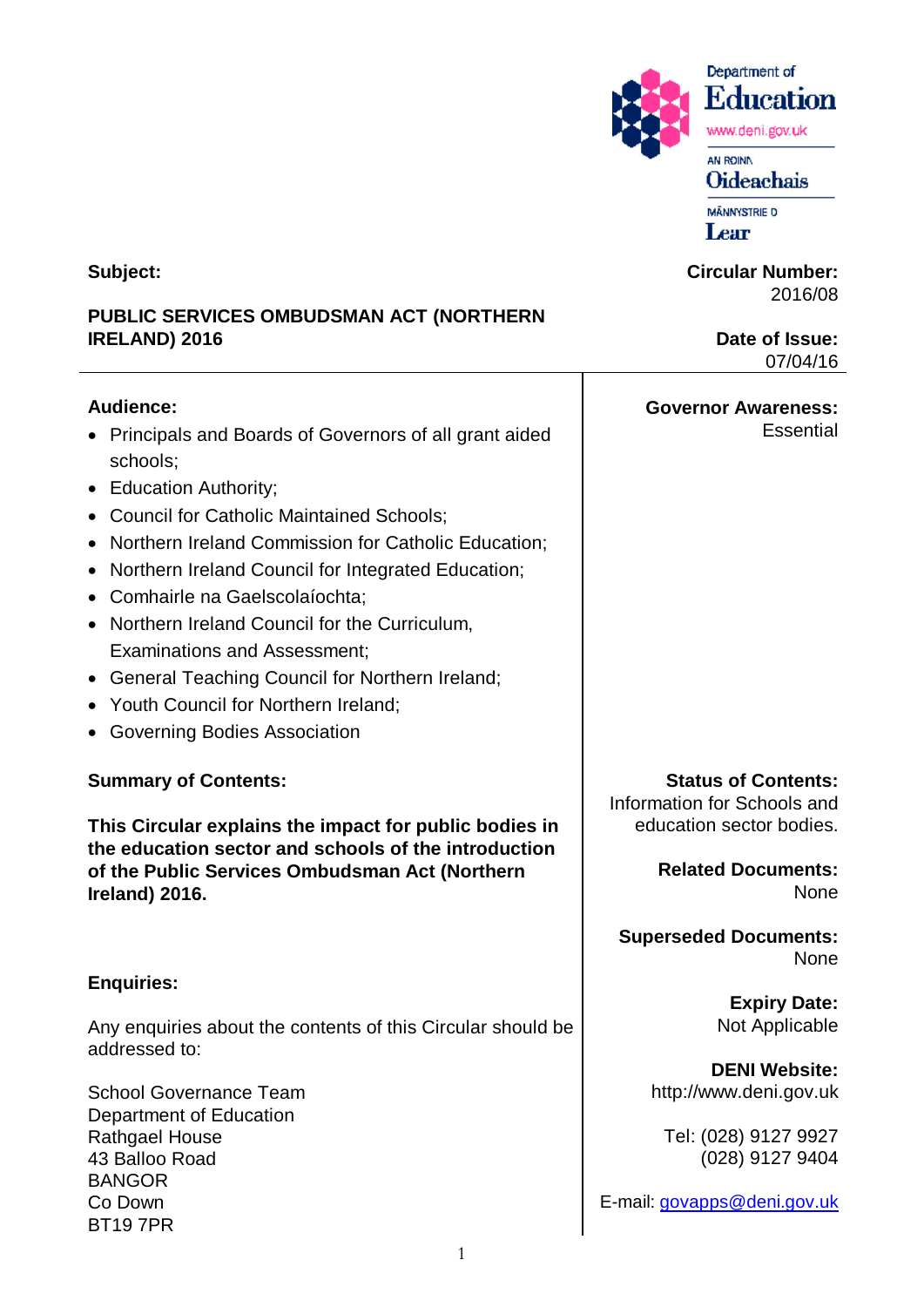Department of Education
www.deni.gov.uk
AN ROINN Oideachais
MÄNNYSTRIE O Lear

**Subject:**

**PUBLIC SERVICES OMBUDSMAN ACT (NORTHERN IRELAND) 2016**

**Circular Number:**
2016/08

**Date of Issue:**
07/04/16

**Audience:**

- Principals and Boards of Governors of all grant aided schools;
- Education Authority;
- Council for Catholic Maintained Schools;
- Northern Ireland Commission for Catholic Education;
- Northern Ireland Council for Integrated Education;
- Comhairle na Gaelscolaíochta;
- Northern Ireland Council for the Curriculum, Examinations and Assessment;
- General Teaching Council for Northern Ireland;
- Youth Council for Northern Ireland;
- Governing Bodies Association

**Governor Awareness:**
Essential

**Summary of Contents:**

**This Circular explains the impact for public bodies in the education sector and schools of the introduction of the Public Services Ombudsman Act (Northern Ireland) 2016.**

**Status of Contents:**
Information for Schools and education sector bodies.

**Related Documents:**
None

**Superseded Documents:**
None

**Enquiries:**

Any enquiries about the contents of this Circular should be addressed to:

School Governance Team
Department of Education
Rathgael House
43 Balloo Road
BANGOR
Co Down
BT19 7PR

**Expiry Date:**
Not Applicable

**DENI Website:**
http://www.deni.gov.uk

Tel: (028) 9127 9927
(028) 9127 9404

E-mail: govapps@deni.gov.uk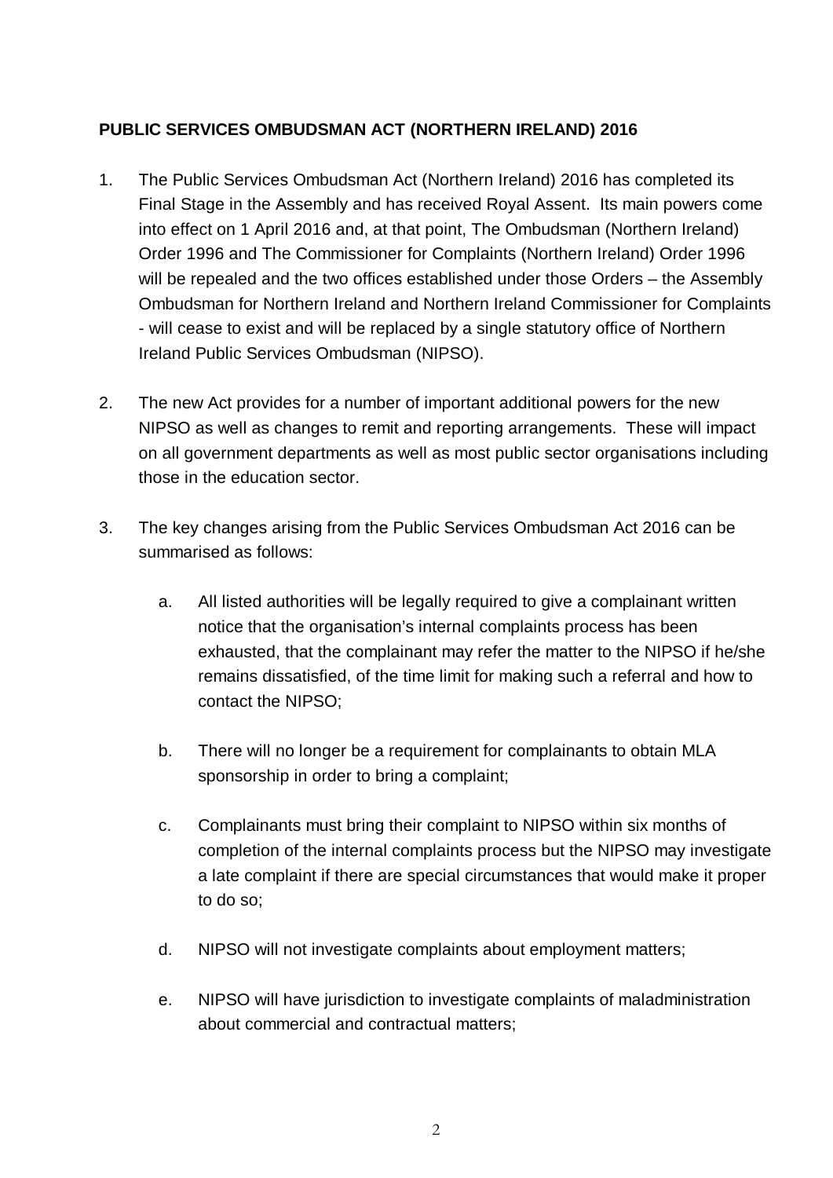**PUBLIC SERVICES OMBUDSMAN ACT (NORTHERN IRELAND) 2016**

1. The Public Services Ombudsman Act (Northern Ireland) 2016 has completed its Final Stage in the Assembly and has received Royal Assent. Its main powers come into effect on 1 April 2016 and, at that point, The Ombudsman (Northern Ireland) Order 1996 and The Commissioner for Complaints (Northern Ireland) Order 1996 will be repealed and the two offices established under those Orders – the Assembly Ombudsman for Northern Ireland and Northern Ireland Commissioner for Complaints - will cease to exist and will be replaced by a single statutory office of Northern Ireland Public Services Ombudsman (NIPSO).

2. The new Act provides for a number of important additional powers for the new NIPSO as well as changes to remit and reporting arrangements. These will impact on all government departments as well as most public sector organisations including those in the education sector.

3. The key changes arising from the Public Services Ombudsman Act 2016 can be summarised as follows:

   a. All listed authorities will be legally required to give a complainant written notice that the organisation's internal complaints process has been exhausted, that the complainant may refer the matter to the NIPSO if he/she remains dissatisfied, of the time limit for making such a referral and how to contact the NIPSO;

   b. There will no longer be a requirement for complainants to obtain MLA sponsorship in order to bring a complaint;

   c. Complainants must bring their complaint to NIPSO within six months of completion of the internal complaints process but the NIPSO may investigate a late complaint if there are special circumstances that would make it proper to do so;

   d. NIPSO will not investigate complaints about employment matters;

   e. NIPSO will have jurisdiction to investigate complaints of maladministration about commercial and contractual matters;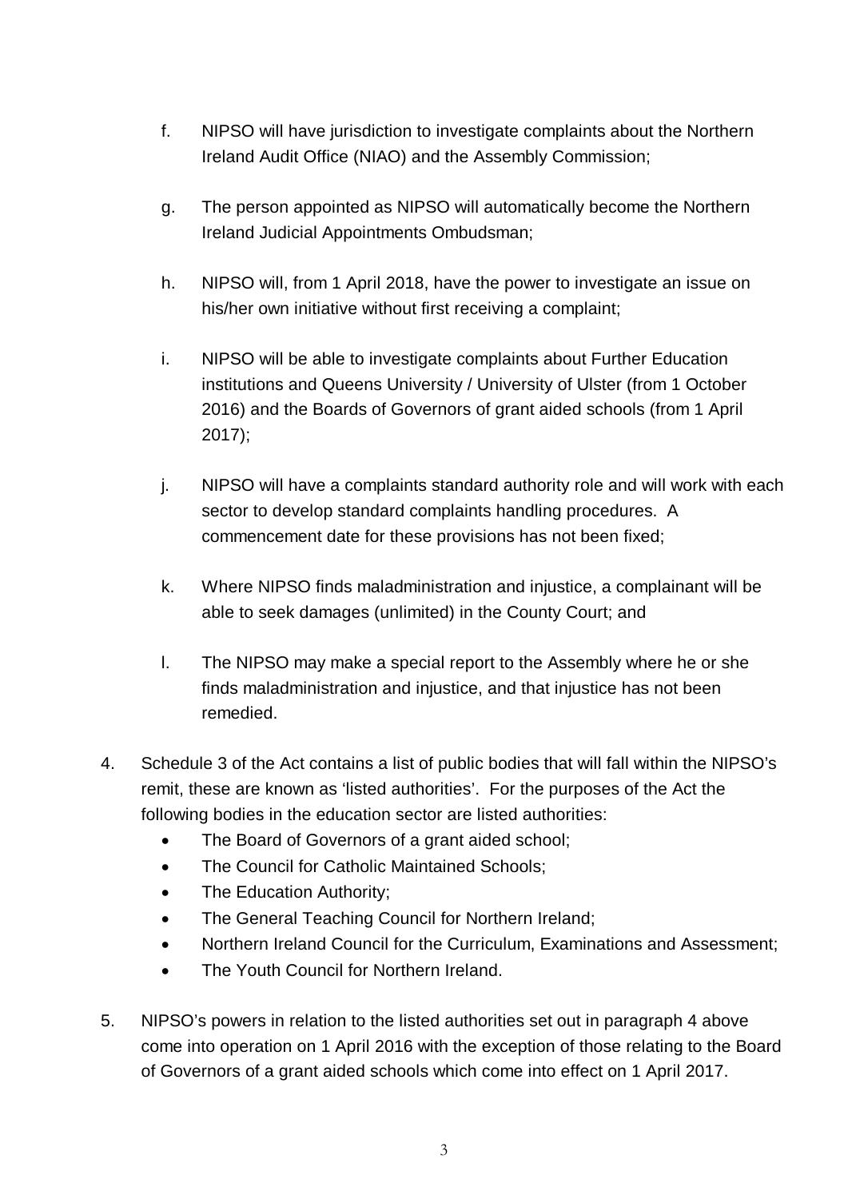f. NIPSO will have jurisdiction to investigate complaints about the Northern Ireland Audit Office (NIAO) and the Assembly Commission;

g. The person appointed as NIPSO will automatically become the Northern Ireland Judicial Appointments Ombudsman;

h. NIPSO will, from 1 April 2018, have the power to investigate an issue on his/her own initiative without first receiving a complaint;

i. NIPSO will be able to investigate complaints about Further Education institutions and Queens University / University of Ulster (from 1 October 2016) and the Boards of Governors of grant aided schools (from 1 April 2017);

j. NIPSO will have a complaints standard authority role and will work with each sector to develop standard complaints handling procedures. A commencement date for these provisions has not been fixed;

k. Where NIPSO finds maladministration and injustice, a complainant will be able to seek damages (unlimited) in the County Court; and

l. The NIPSO may make a special report to the Assembly where he or she finds maladministration and injustice, and that injustice has not been remedied.

4. Schedule 3 of the Act contains a list of public bodies that will fall within the NIPSO's remit, these are known as 'listed authorities'. For the purposes of the Act the following bodies in the education sector are listed authorities:
   - The Board of Governors of a grant aided school;
   - The Council for Catholic Maintained Schools;
   - The Education Authority;
   - The General Teaching Council for Northern Ireland;
   - Northern Ireland Council for the Curriculum, Examinations and Assessment;
   - The Youth Council for Northern Ireland.

5. NIPSO's powers in relation to the listed authorities set out in paragraph 4 above come into operation on 1 April 2016 with the exception of those relating to the Board of Governors of a grant aided schools which come into effect on 1 April 2017.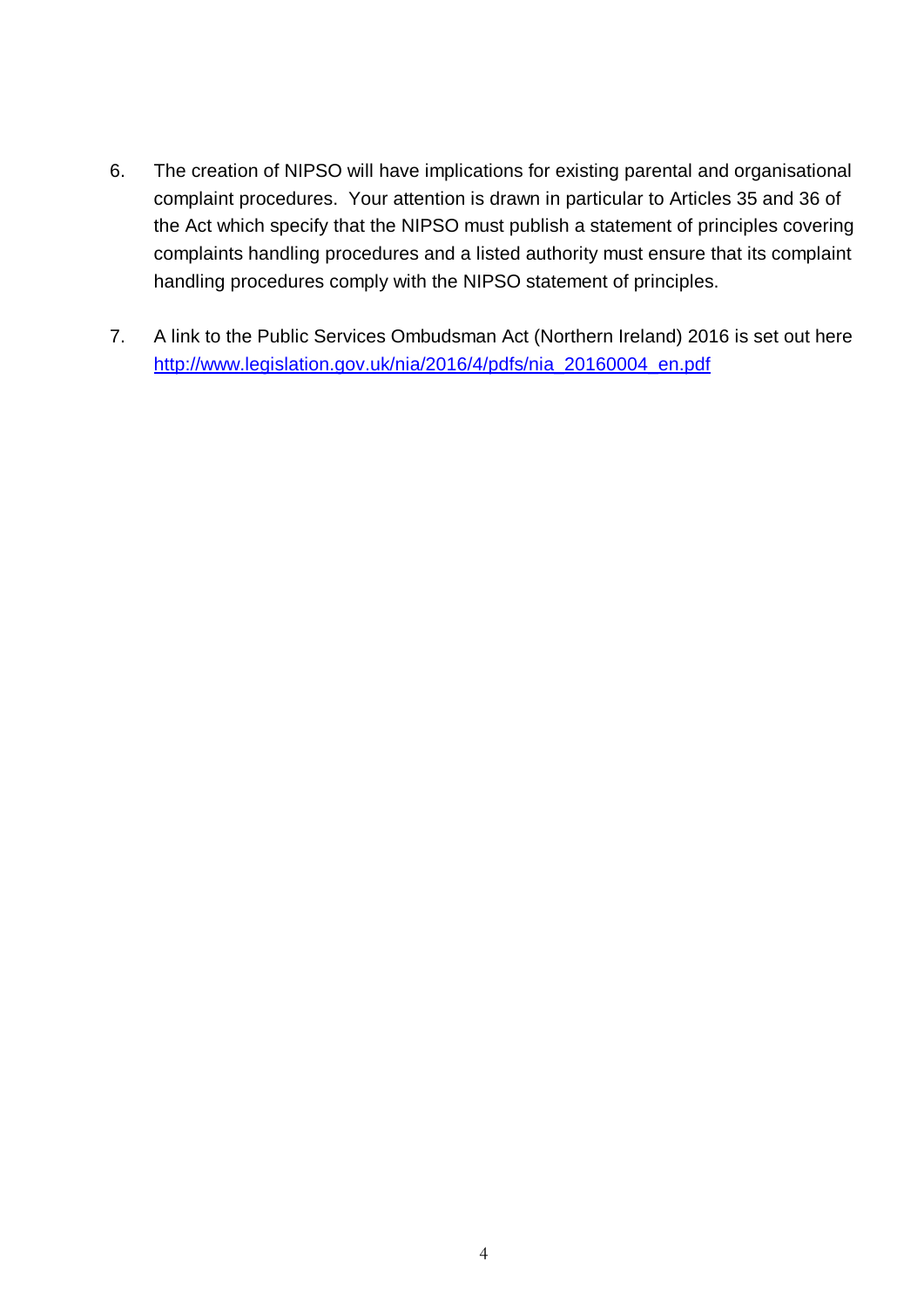6. The creation of NIPSO will have implications for existing parental and organisational complaint procedures. Your attention is drawn in particular to Articles 35 and 36 of the Act which specify that the NIPSO must publish a statement of principles covering complaints handling procedures and a listed authority must ensure that its complaint handling procedures comply with the NIPSO statement of principles.

7. A link to the Public Services Ombudsman Act (Northern Ireland) 2016 is set out here [http://www.legislation.gov.uk/nia/2016/4/pdfs/nia_20160004_en.pdf](http://www.legislation.gov.uk/nia/2016/4/pdfs/nia_20160004_en.pdf)